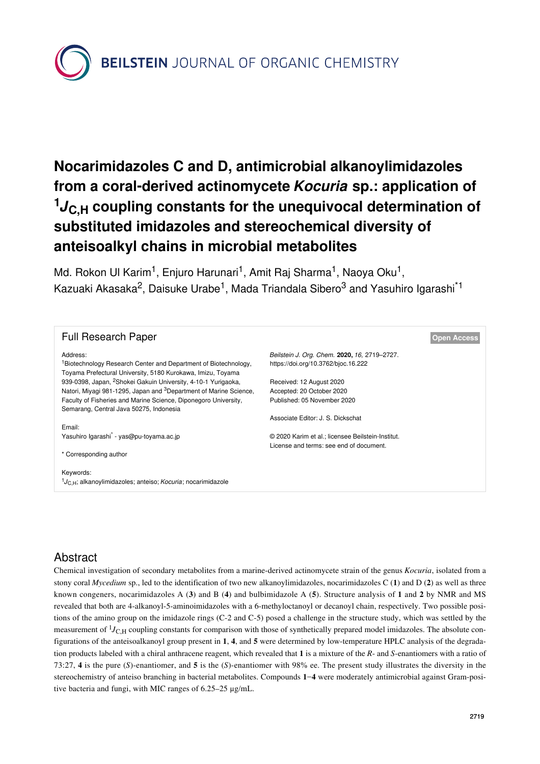BEILSTEIN JOURNAL OF ORGANIC CHEMISTRY

# Nocarimidazoles C and D, antimicrobial alkanoylimidazoles from a coral-derived actinomycete *Kocuria* sp.: application of $^{1}J_{C,H}$ coupling constants for the unequivocal determination of substituted imidazoles and stereochemical diversity of anteisoalkyl chains in microbial metabolites

Md. Rokon Ul Karim[1], Enjuro Harunari[1], Amit Raj Sharma[1], Naoya Oku[1], Kazuaki Akasaka[2], Daisuke Urabe[1], Mada Triandala Sibero[3] and Yasuhiro Igarashi*[1]

Full Research Paper

Open Access

Address:
[1]Biotechnology Research Center and Department of Biotechnology, Toyama Prefectural University, 5180 Kurokawa, Imizu, Toyama 939-0398, Japan, [2]Shokei Gakuin University, 4-10-1 Yurigaoka, Natori, Miyagi 981-1295, Japan and [3]Department of Marine Science, Faculty of Fisheries and Marine Science, Diponegoro University, Semarang, Central Java 50275, Indonesia

Email:
Yasuhiro Igarashi* - yas@pu-toyama.ac.jp

\* Corresponding author

Keywords:
$^{1}J_{C,H}$; alkanoylimidazoles; anteiso; *Kocuria*; nocarimidazole

*Beilstein J. Org. Chem.* **2020,** *16,* 2719–2727.
https://doi.org/10.3762/bjoc.16.222

Received: 12 August 2020
Accepted: 20 October 2020
Published: 05 November 2020

Associate Editor: J. S. Dickschat

© 2020 Karim et al.; licensee Beilstein-Institut.
License and terms: see end of document.

## Abstract

Chemical investigation of secondary metabolites from a marine-derived actinomycete strain of the genus *Kocuria*, isolated from a stony coral *Mycedium* sp., led to the identification of two new alkanoylimidazoles, nocarimidazoles C (**1**) and D (**2**) as well as three known congeners, nocarimidazoles A (**3**) and B (**4**) and bulbimidazole A (**5**). Structure analysis of **1** and **2** by NMR and MS revealed that both are 4-alkanoyl-5-aminoimidazoles with a 6-methyloctanoyl or decanoyl chain, respectively. Two possible positions of the amino group on the imidazole rings (C-2 and C-5) posed a challenge in the structure study, which was settled by the measurement of $^{1}J_{C,H}$ coupling constants for comparison with those of synthetically prepared model imidazoles. The absolute configurations of the anteisoalkanoyl group present in **1**, **4**, and **5** were determined by low-temperature HPLC analysis of the degradation products labeled with a chiral anthracene reagent, which revealed that **1** is a mixture of the *R*- and *S*-enantiomers with a ratio of 73:27, **4** is the pure (*S*)-enantiomer, and **5** is the (*S*)-enantiomer with 98% ee. The present study illustrates the diversity in the stereochemistry of anteiso branching in bacterial metabolites. Compounds **1**–**4** were moderately antimicrobial against Gram-positive bacteria and fungi, with MIC ranges of 6.25–25 μg/mL.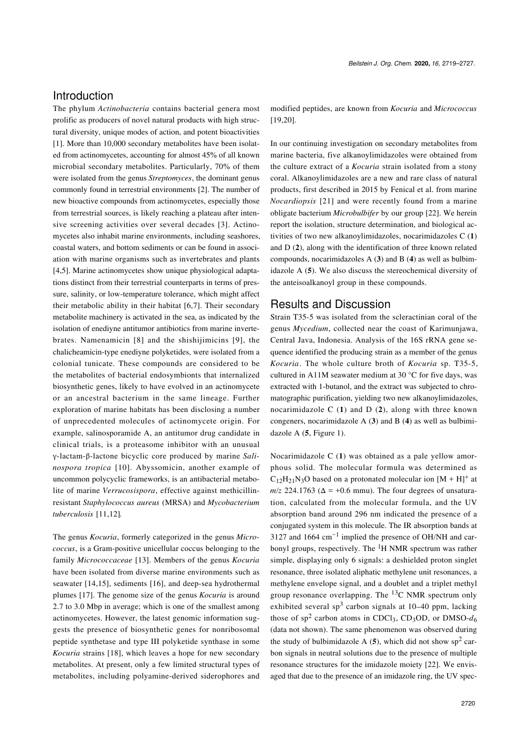## Introduction

The phylum *Actinobacteria* contains bacterial genera most prolific as producers of novel natural products with high structural diversity, unique modes of action, and potent bioactivities [1]. More than 10,000 secondary metabolites have been isolated from actinomycetes, accounting for almost 45% of all known microbial secondary metabolites. Particularly, 70% of them were isolated from the genus *Streptomyces*, the dominant genus commonly found in terrestrial environments [2]. The number of new bioactive compounds from actinomycetes, especially those from terrestrial sources, is likely reaching a plateau after intensive screening activities over several decades [3]. Actinomycetes also inhabit marine environments, including seashores, coastal waters, and bottom sediments or can be found in association with marine organisms such as invertebrates and plants [4,5]. Marine actinomycetes show unique physiological adaptations distinct from their terrestrial counterparts in terms of pressure, salinity, or low-temperature tolerance, which might affect their metabolic ability in their habitat [6,7]. Their secondary metabolite machinery is activated in the sea, as indicated by the isolation of enediyne antitumor antibiotics from marine invertebrates. Namenamicin [8] and the shishijimicins [9], the chalicheamicin-type enediyne polyketides, were isolated from a colonial tunicate. These compounds are considered to be the metabolites of bacterial endosymbionts that internalized biosynthetic genes, likely to have evolved in an actinomycete or an ancestral bacterium in the same lineage. Further exploration of marine habitats has been disclosing a number of unprecedented molecules of actinomycete origin. For example, salinosporamide A, an antitumor drug candidate in clinical trials, is a proteasome inhibitor with an unusual γ-lactam-β-lactone bicyclic core produced by marine *Salinospora tropica* [10]. Abyssomicin, another example of uncommon polycyclic frameworks, is an antibacterial metabolite of marine *Verrucosispora*, effective against methicillin-resistant *Staphylococcus aureus* (MRSA) and *Mycobacterium tuberculosis* [11,12].

The genus *Kocuria*, formerly categorized in the genus *Micrococcus*, is a Gram-positive unicellular coccus belonging to the family *Micrococcaceae* [13]. Members of the genus *Kocuria* have been isolated from diverse marine environments such as seawater [14,15], sediments [16], and deep-sea hydrothermal plumes [17]. The genome size of the genus *Kocuria* is around 2.7 to 3.0 Mbp in average; which is one of the smallest among actinomycetes. However, the latest genomic information suggests the presence of biosynthetic genes for nonribosomal peptide synthetase and type III polyketide synthase in some *Kocuria* strains [18], which leaves a hope for new secondary metabolites. At present, only a few limited structural types of metabolites, including polyamine-derived siderophores and modified peptides, are known from *Kocuria* and *Micrococcus* [19,20].

In our continuing investigation on secondary metabolites from marine bacteria, five alkanoylimidazoles were obtained from the culture extract of a *Kocuria* strain isolated from a stony coral. Alkanoylimidazoles are a new and rare class of natural products, first described in 2015 by Fenical et al. from marine *Nocardiopsis* [21] and were recently found from a marine obligate bacterium *Microbulbifer* by our group [22]. We herein report the isolation, structure determination, and biological activities of two new alkanoylimidazoles, nocarimidazoles C (**1**) and D (**2**), along with the identification of three known related compounds, nocarimidazoles A (**3**) and B (**4**) as well as bulbimidazole A (**5**). We also discuss the stereochemical diversity of the anteisoalkanoyl group in these compounds.

## Results and Discussion

Strain T35-5 was isolated from the scleractinian coral of the genus *Mycedium*, collected near the coast of Karimunjawa, Central Java, Indonesia. Analysis of the 16S rRNA gene sequence identified the producing strain as a member of the genus *Kocuria*. The whole culture broth of *Kocuria* sp. T35-5, cultured in A11M seawater medium at 30 °C for five days, was extracted with 1-butanol, and the extract was subjected to chromatographic purification, yielding two new alkanoylimidazoles, nocarimidazoles C (**1**) and D (**2**), along with three known congeners, nocarimidazole A (**3**) and B (**4**) as well as bulbimidazole A (**5**, Figure 1).

Nocarimidazole C (**1**) was obtained as a pale yellow amorphous solid. The molecular formula was determined as $C_{12}H_{21}N_3O$ based on a protonated molecular ion $[M + H]^+$ at $m/z$ 224.1763 ($\Delta$ = +0.6 mmu). The four degrees of unsaturation, calculated from the molecular formula, and the UV absorption band around 296 nm indicated the presence of a conjugated system in this molecule. The IR absorption bands at 3127 and 1664 $cm^{-1}$ implied the presence of OH/NH and carbonyl groups, respectively. The $^1H$ NMR spectrum was rather simple, displaying only 6 signals: a deshielded proton singlet resonance, three isolated aliphatic methylene unit resonances, a methylene envelope signal, and a doublet and a triplet methyl group resonance overlapping. The $^{13}C$ NMR spectrum only exhibited several $sp^3$ carbon signals at 10–40 ppm, lacking those of $sp^2$ carbon atoms in $CDCl_3$, $CD_3OD$, or DMSO-$d_6$ (data not shown). The same phenomenon was observed during the study of bulbimidazole A (**5**), which did not show $sp^2$ carbon signals in neutral solutions due to the presence of multiple resonance structures for the imidazole moiety [22]. We envisaged that due to the presence of an imidazole ring, the UV spec-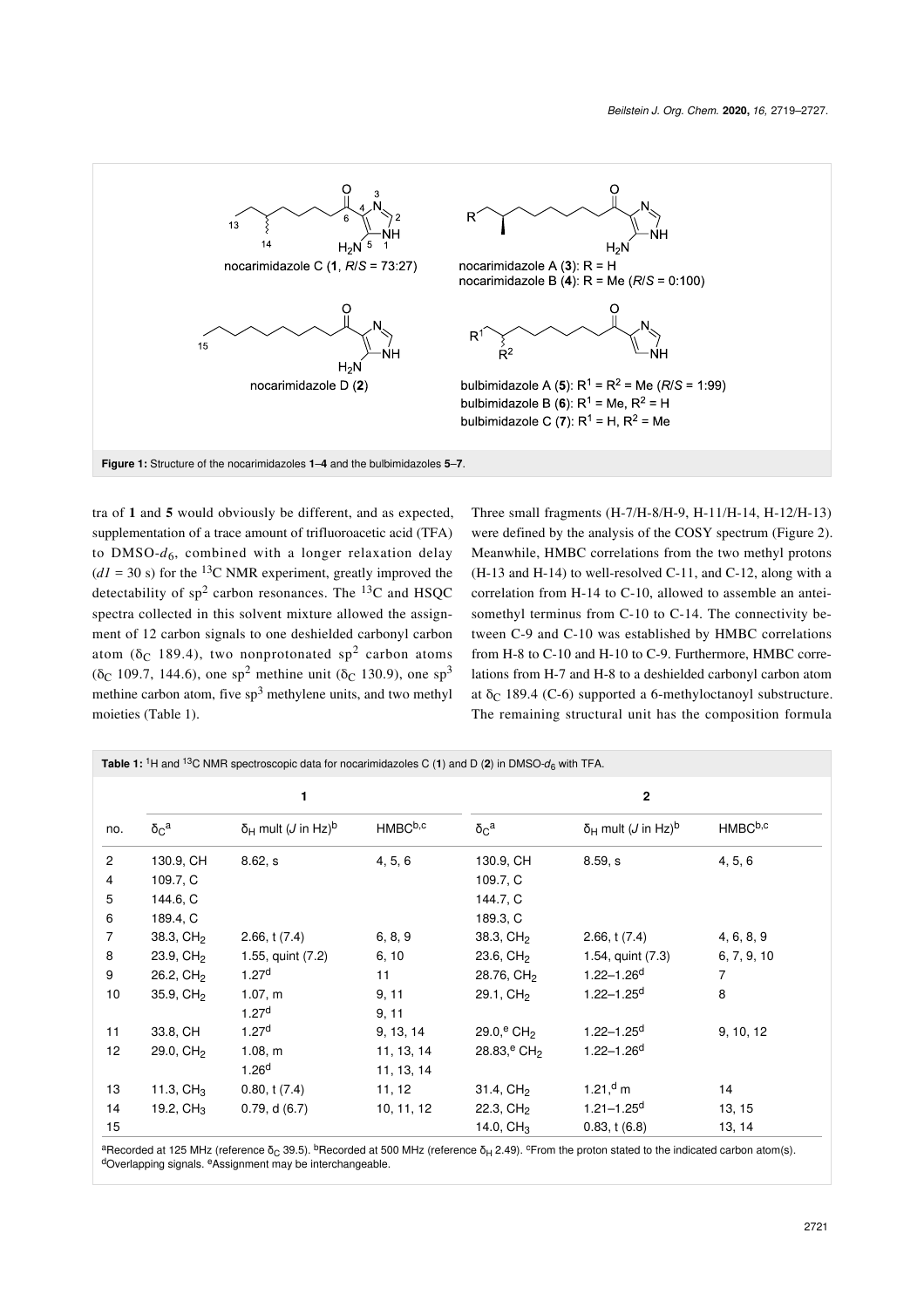Figure 1: Structure of the nocarimidazoles 1–4 and the bulbimidazoles 5–7.

tra of **1** and **5** would obviously be different, and as expected, supplementation of a trace amount of trifluoroacetic acid (TFA) to DMSO-$d_6$, combined with a longer relaxation delay ($d1$ = 30 s) for the $^{13}$C NMR experiment, greatly improved the detectability of sp$^2$ carbon resonances. The $^{13}$C and HSQC spectra collected in this solvent mixture allowed the assignment of 12 carbon signals to one deshielded carbonyl carbon atom ($\delta_C$ 189.4), two nonprotonated sp$^2$ carbon atoms ($\delta_C$ 109.7, 144.6), one sp$^2$ methine unit ($\delta_C$ 130.9), one sp$^3$ methine carbon atom, five sp$^3$ methylene units, and two methyl moieties (Table 1).

Three small fragments (H-7/H-8/H-9, H-11/H-14, H-12/H-13) were defined by the analysis of the COSY spectrum (Figure 2). Meanwhile, HMBC correlations from the two methyl protons (H-13 and H-14) to well-resolved C-11, and C-12, along with a correlation from H-14 to C-10, allowed to assemble an anteisomethyl terminus from C-10 to C-14. The connectivity between C-9 and C-10 was established by HMBC correlations from H-8 to C-10 and H-10 to C-9. Furthermore, HMBC correlations from H-7 and H-8 to a deshielded carbonyl carbon atom at $\delta_C$ 189.4 (C-6) supported a 6-methyloctanoyl substructure. The remaining structural unit has the composition formula

**Table 1:** $^1$H and $^{13}$C NMR spectroscopic data for nocarimidazoles C (**1**) and D (**2**) in DMSO-$d_6$ with TFA.

| | **1** | | | **2** | | |
|---|---|---|---|---|---|---|
| no. | $\delta_C$[a] | $\delta_H$ mult ($J$ in Hz)[b] | HMBC[b,c] | $\delta_C$[a] | $\delta_H$ mult ($J$ in Hz)[b] | HMBC[b,c] |
| 2 | 130.9, CH | 8.62, s | 4, 5, 6 | 130.9, CH | 8.59, s | 4, 5, 6 |
| 4 | 109.7, C | | | 109.7, C | | |
| 5 | 144.6, C | | | 144.7, C | | |
| 6 | 189.4, C | | | 189.3, C | | |
| 7 | 38.3, $CH_2$ | 2.66, t (7.4) | 6, 8, 9 | 38.3, $CH_2$ | 2.66, t (7.4) | 4, 6, 8, 9 |
| 8 | 23.9, $CH_2$ | 1.55, quint (7.2) | 6, 10 | 23.6, $CH_2$ | 1.54, quint (7.3) | 6, 7, 9, 10 |
| 9 | 26.2, $CH_2$ | 1.27[d] | 11 | 28.76, $CH_2$ | 1.22–1.26[d] | 7 |
| 10 | 35.9, $CH_2$ | 1.07, m | 9, 11 | 29.1, $CH_2$ | 1.22–1.25[d] | 8 |
| | | 1.27[d] | 9, 11 | | | |
| 11 | 33.8, CH | 1.27[d] | 9, 13, 14 | 29.0,[e] $CH_2$ | 1.22–1.25[d] | 9, 10, 12 |
| 12 | 29.0, $CH_2$ | 1.08, m | 11, 13, 14 | 28.83,[e] $CH_2$ | 1.22–1.26[d] | |
| | | 1.26[d] | 11, 13, 14 | | | |
| 13 | 11.3, $CH_3$ | 0.80, t (7.4) | 11, 12 | 31.4, $CH_2$ | 1.21,[d] m | 14 |
| 14 | 19.2, $CH_3$ | 0.79, d (6.7) | 10, 11, 12 | 22.3, $CH_2$ | 1.21–1.25[d] | 13, 15 |
| 15 | | | | 14.0, $CH_3$ | 0.83, t (6.8) | 13, 14 |

[a]Recorded at 125 MHz (reference $\delta_C$ 39.5). [b]Recorded at 500 MHz (reference $\delta_H$ 2.49). [c]From the proton stated to the indicated carbon atom(s). [d]Overlapping signals. [e]Assignment may be interchangeable.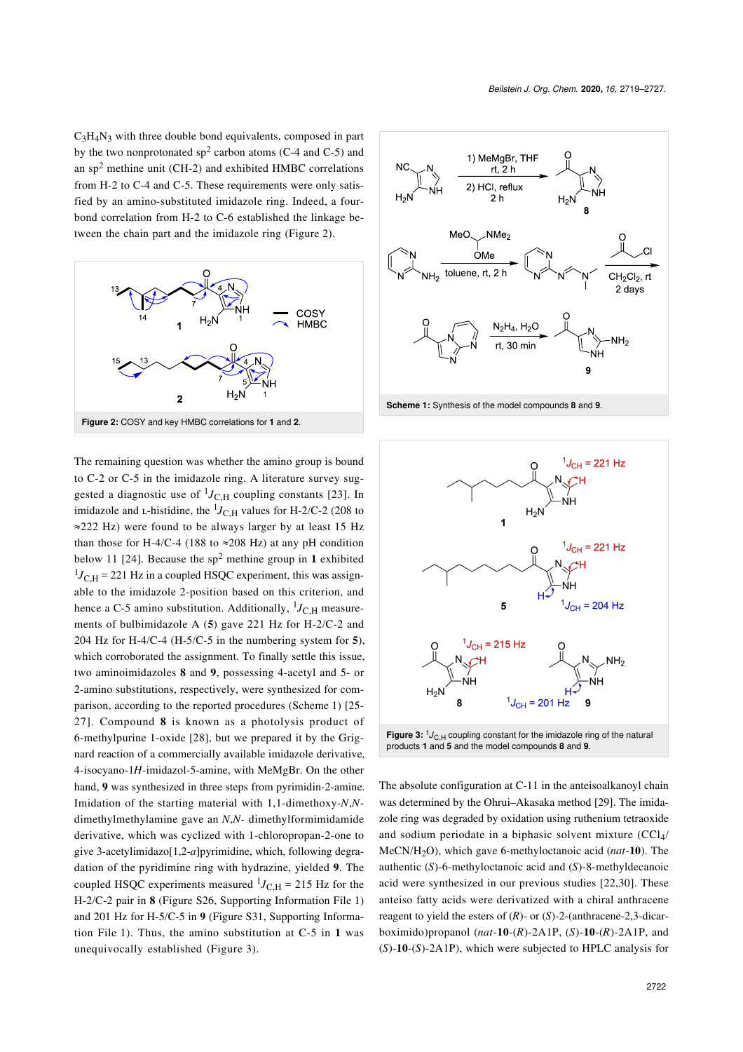$C_3H_4N_3$ with three double bond equivalents, composed in part by the two nonprotonated sp[2] carbon atoms (C-4 and C-5) and an sp[2] methine unit (CH-2) and exhibited HMBC correlations from H-2 to C-4 and C-5. These requirements were only satisfied by an amino-substituted imidazole ring. Indeed, a four-bond correlation from H-2 to C-6 established the linkage between the chain part and the imidazole ring (Figure 2).

**Figure 2:** COSY and key HMBC correlations for **1** and **2**.

The remaining question was whether the amino group is bound to C-2 or C-5 in the imidazole ring. A literature survey suggested a diagnostic use of $^1J_{C,H}$ coupling constants [23]. In imidazole and L-histidine, the $^1J_{C,H}$ values for H-2/C-2 (208 to ≈222 Hz) were found to be always larger by at least 15 Hz than those for H-4/C-4 (188 to ≈208 Hz) at any pH condition below 11 [24]. Because the sp[2] methine group in **1** exhibited $^1J_{C,H}$ = 221 Hz in a coupled HSQC experiment, this was assignable to the imidazole 2-position based on this criterion, and hence a C-5 amino substitution. Additionally, $^1J_{C,H}$ measurements of bulbimidazole A (**5**) gave 221 Hz for H-2/C-2 and 204 Hz for H-4/C-4 (H-5/C-5 in the numbering system for **5**), which corroborated the assignment. To finally settle this issue, two aminoimidazoles **8** and **9**, possessing 4-acetyl and 5- or 2-amino substitutions, respectively, were synthesized for comparison, according to the reported procedures (Scheme 1) [25-27]. Compound **8** is known as a photolysis product of 6-methylpurine 1-oxide [28], but we prepared it by the Grignard reaction of a commercially available imidazole derivative, 4-isocyano-1*H*-imidazol-5-amine, with MeMgBr. On the other hand, **9** was synthesized in three steps from pyrimidin-2-amine. Imidation of the starting material with 1,1-dimethoxy-*N*,*N*-dimethylmethylamine gave an *N*,*N*- dimethylformimidamide derivative, which was cyclized with 1-chloropropan-2-one to give 3-acetylimidazo[1,2-*a*]pyrimidine, which, following degradation of the pyridimine ring with hydrazine, yielded **9**. The coupled HSQC experiments measured $^1J_{C,H}$ = 215 Hz for the H-2/C-2 pair in **8** (Figure S26, Supporting Information File 1) and 201 Hz for H-5/C-5 in **9** (Figure S31, Supporting Information File 1). Thus, the amino substitution at C-5 in **1** was unequivocally established (Figure 3).

**Scheme 1:** Synthesis of the model compounds **8** and **9**.

**Figure 3:** $^1J_{C,H}$ coupling constant for the imidazole ring of the natural products **1** and **5** and the model compounds **8** and **9**.

The absolute configuration at C-11 in the anteisoalkanoyl chain was determined by the Ohrui–Akasaka method [29]. The imidazole ring was degraded by oxidation using ruthenium tetraoxide and sodium periodate in a biphasic solvent mixture ($CCl_4$/$MeCN$/$H_2O$), which gave 6-methyloctanoic acid (*nat*-**10**). The authentic (*S*)-6-methyloctanoic acid and (*S*)-8-methyldecanoic acid were synthesized in our previous studies [22,30]. These anteiso fatty acids were derivatized with a chiral anthracene reagent to yield the esters of (*R*)- or (*S*)-2-(anthracene-2,3-dicarboximido)propanol (*nat*-**10**-(*R*)-2A1P, (*S*)-**10**-(*R*)-2A1P, and (*S*)-**10**-(*S*)-2A1P), which were subjected to HPLC analysis for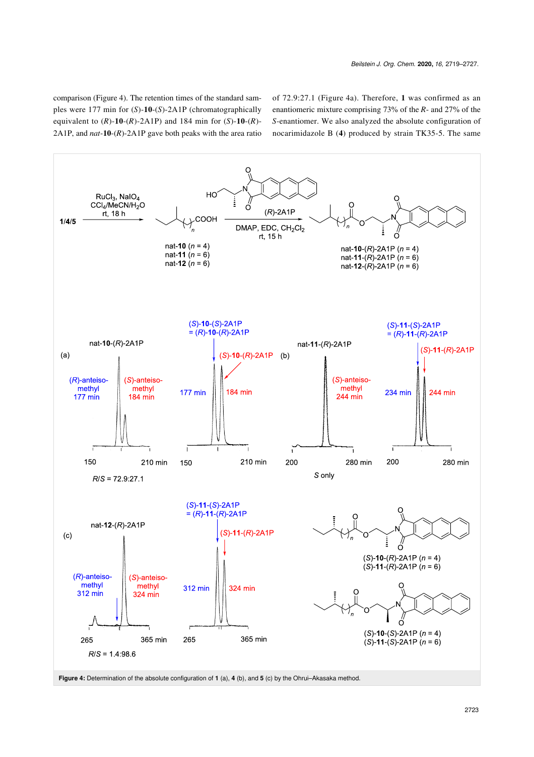comparison (Figure 4). The retention times of the standard samples were 177 min for (*S*)-**10**-(*S*)-2A1P (chromatographically equivalent to (*R*)-**10**-(*R*)-2A1P) and 184 min for (*S*)-**10**-(*R*)-2A1P, and *nat*-**10**-(*R*)-2A1P gave both peaks with the area ratio of 72.9:27.1 (Figure 4a). Therefore, **1** was confirmed as an enantiomeric mixture comprising 73% of the *R*- and 27% of the *S*-enantiomer. We also analyzed the absolute configuration of nocarimidazole B (**4**) produced by strain TK35-5. The same

**Figure 4:** Determination of the absolute configuration of **1** (a), **4** (b), and **5** (c) by the Ohrui–Akasaka method.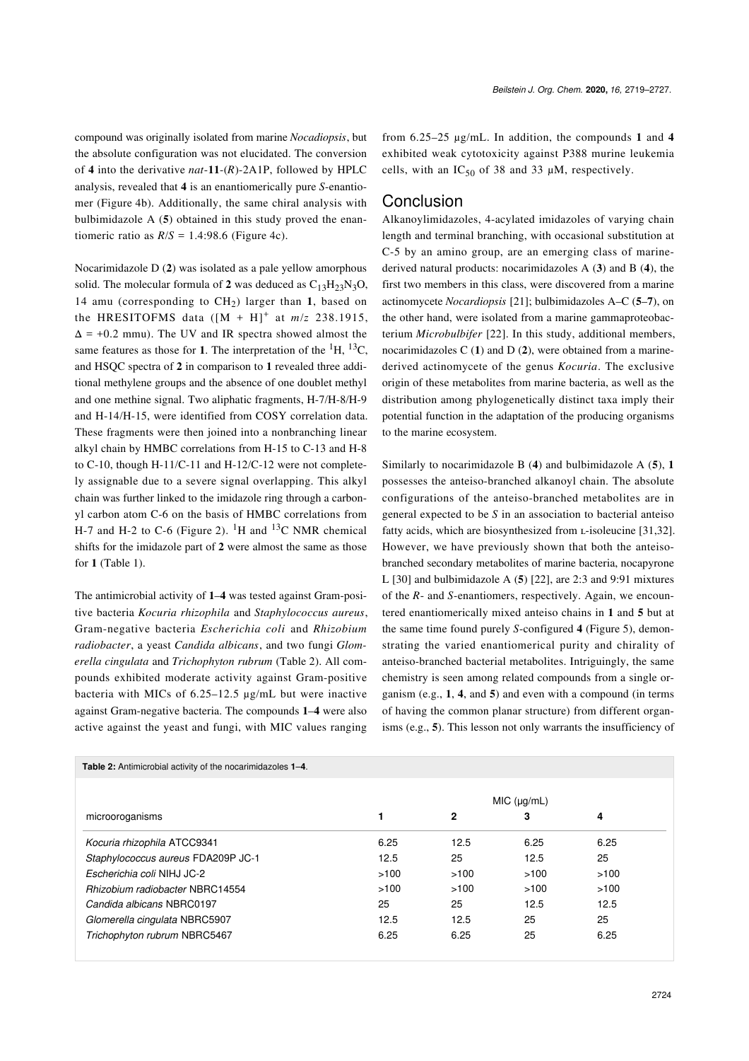compound was originally isolated from marine *Nocadiopsis*, but the absolute configuration was not elucidated. The conversion of **4** into the derivative *nat*-**11**-(*R*)-2A1P, followed by HPLC analysis, revealed that **4** is an enantiomerically pure *S*-enantiomer (Figure 4b). Additionally, the same chiral analysis with bulbimidazole A (**5**) obtained in this study proved the enantiomeric ratio as $R/S$ = 1.4:98.6 (Figure 4c).

Nocarimidazole D (**2**) was isolated as a pale yellow amorphous solid. The molecular formula of **2** was deduced as $C_{13}H_{23}N_3O$, 14 amu (corresponding to $CH_2$) larger than **1**, based on the HRESITOFMS data ($[M + H]^+$ at $m/z$ 238.1915, $\Delta$ = +0.2 mmu). The UV and IR spectra showed almost the same features as those for **1**. The interpretation of the $^1H$, $^{13}C$, and HSQC spectra of **2** in comparison to **1** revealed three additional methylene groups and the absence of one doublet methyl and one methine signal. Two aliphatic fragments, H-7/H-8/H-9 and H-14/H-15, were identified from COSY correlation data. These fragments were then joined into a nonbranching linear alkyl chain by HMBC correlations from H-15 to C-13 and H-8 to C-10, though H-11/C-11 and H-12/C-12 were not completely assignable due to a severe signal overlapping. This alkyl chain was further linked to the imidazole ring through a carbonyl carbon atom C-6 on the basis of HMBC correlations from H-7 and H-2 to C-6 (Figure 2). $^1H$ and $^{13}C$ NMR chemical shifts for the imidazole part of **2** were almost the same as those for **1** (Table 1).

The antimicrobial activity of **1**–**4** was tested against Gram-positive bacteria *Kocuria rhizophila* and *Staphylococcus aureus*, Gram-negative bacteria *Escherichia coli* and *Rhizobium radiobacter*, a yeast *Candida albicans*, and two fungi *Glomerella cingulata* and *Trichophyton rubrum* (Table 2). All compounds exhibited moderate activity against Gram-positive bacteria with MICs of 6.25–12.5 µg/mL but were inactive against Gram-negative bacteria. The compounds **1**–**4** were also active against the yeast and fungi, with MIC values ranging from 6.25–25 µg/mL. In addition, the compounds **1** and **4** exhibited weak cytotoxicity against P388 murine leukemia cells, with an $IC_{50}$ of 38 and 33 µM, respectively.

## Conclusion

Alkanoylimidazoles, 4-acylated imidazoles of varying chain length and terminal branching, with occasional substitution at C-5 by an amino group, are an emerging class of marine-derived natural products: nocarimidazoles A (**3**) and B (**4**), the first two members in this class, were discovered from a marine actinomycete *Nocardiopsis* [21]; bulbimidazoles A–C (**5**–**7**), on the other hand, were isolated from a marine gammaproteobacterium *Microbulbifer* [22]. In this study, additional members, nocarimidazoles C (**1**) and D (**2**), were obtained from a marine-derived actinomycete of the genus *Kocuria*. The exclusive origin of these metabolites from marine bacteria, as well as the distribution among phylogenetically distinct taxa imply their potential function in the adaptation of the producing organisms to the marine ecosystem.

Similarly to nocarimidazole B (**4**) and bulbimidazole A (**5**), **1** possesses the anteiso-branched alkanoyl chain. The absolute configurations of the anteiso-branched metabolites are in general expected to be *S* in an association to bacterial anteiso fatty acids, which are biosynthesized from L-isoleucine [31,32]. However, we have previously shown that both the anteiso-branched secondary metabolites of marine bacteria, nocapyrone L [30] and bulbimidazole A (**5**) [22], are 2:3 and 9:91 mixtures of the *R*- and *S*-enantiomers, respectively. Again, we encountered enantiomerically mixed anteiso chains in **1** and **5** but at the same time found purely *S*-configured **4** (Figure 5), demonstrating the varied enantiomerical purity and chirality of anteiso-branched bacterial metabolites. Intriguingly, the same chemistry is seen among related compounds from a single organism (e.g., **1**, **4**, and **5**) and even with a compound (in terms of having the common planar structure) from different organisms (e.g., **5**). This lesson not only warrants the insufficiency of

**Table 2:** Antimicrobial activity of the nocarimidazoles **1**–**4**.

| microoroganisms | MIC (µg/mL) | | | |
|---|---|---|---|---|
| | **1** | **2** | **3** | **4** |
| *Kocuria rhizophila* ATCC9341 | 6.25 | 12.5 | 6.25 | 6.25 |
| *Staphylococcus aureus* FDA209P JC-1 | 12.5 | 25 | 12.5 | 25 |
| *Escherichia coli* NIHJ JC-2 | >100 | >100 | >100 | >100 |
| *Rhizobium radiobacter* NBRC14554 | >100 | >100 | >100 | >100 |
| *Candida albicans* NBRC0197 | 25 | 25 | 12.5 | 12.5 |
| *Glomerella cingulata* NBRC5907 | 12.5 | 12.5 | 25 | 25 |
| *Trichophyton rubrum* NBRC5467 | 6.25 | 6.25 | 25 | 6.25 |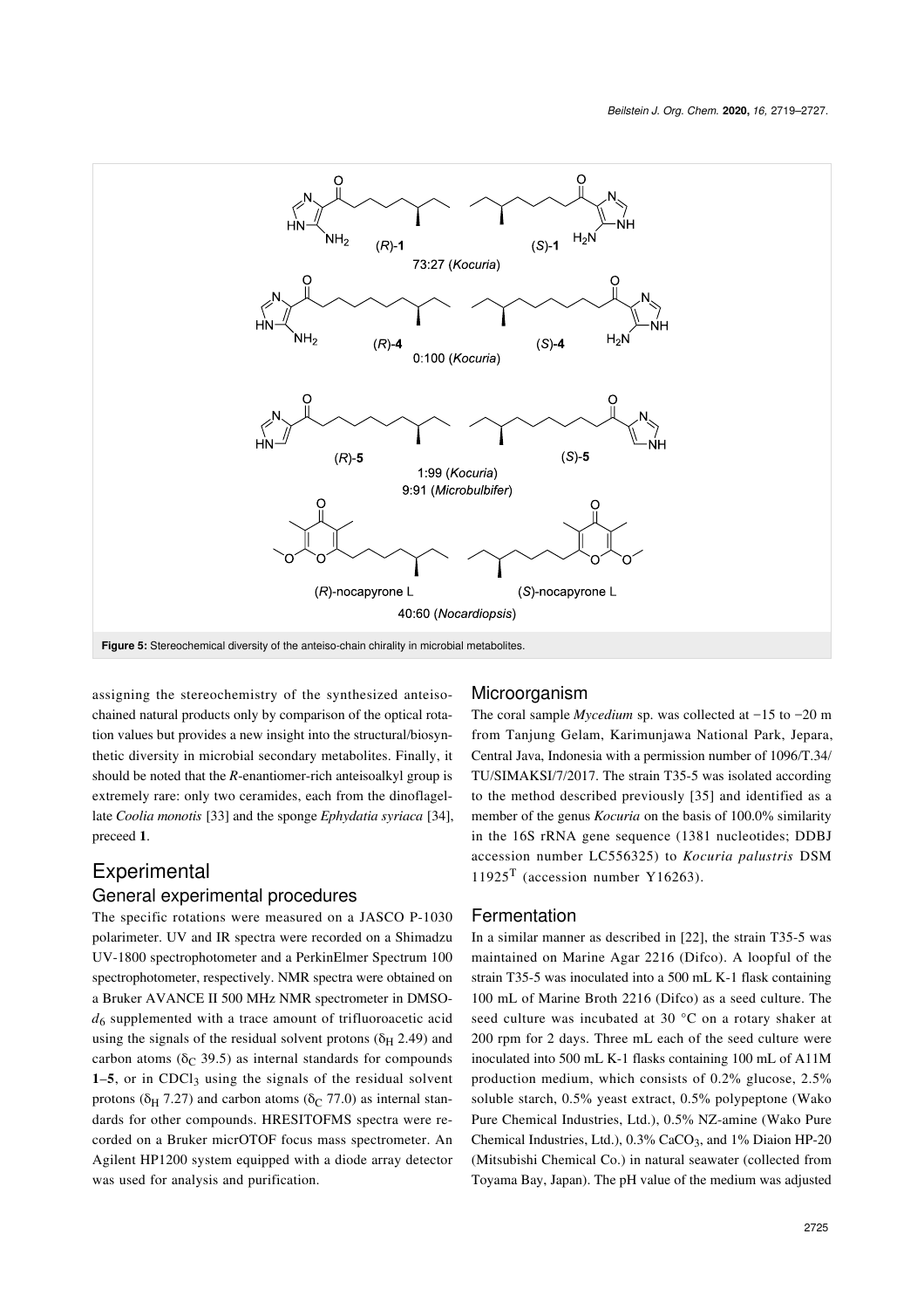**Figure 5:** Stereochemical diversity of the anteiso-chain chirality in microbial metabolites.

assigning the stereochemistry of the synthesized anteiso-chained natural products only by comparison of the optical rotation values but provides a new insight into the structural/biosynthetic diversity in microbial secondary metabolites. Finally, it should be noted that the *R*-enantiomer-rich anteisoalkyl group is extremely rare: only two ceramides, each from the dinoflagellate *Coolia monotis* [33] and the sponge *Ephydatia syriaca* [34], preceed **1**.

# Experimental

## General experimental procedures

The specific rotations were measured on a JASCO P-1030 polarimeter. UV and IR spectra were recorded on a Shimadzu UV-1800 spectrophotometer and a PerkinElmer Spectrum 100 spectrophotometer, respectively. NMR spectra were obtained on a Bruker AVANCE II 500 MHz NMR spectrometer in DMSO-$d_6$ supplemented with a trace amount of trifluoroacetic acid using the signals of the residual solvent protons ($\delta_H$ 2.49) and carbon atoms ($\delta_C$ 39.5) as internal standards for compounds **1**–**5**, or in $CDCl_3$ using the signals of the residual solvent protons ($\delta_H$ 7.27) and carbon atoms ($\delta_C$ 77.0) as internal standards for other compounds. HRESITOFMS spectra were recorded on a Bruker micrOTOF focus mass spectrometer. An Agilent HP1200 system equipped with a diode array detector was used for analysis and purification.

## Microorganism

The coral sample *Mycedium* sp. was collected at −15 to −20 m from Tanjung Gelam, Karimunjawa National Park, Jepara, Central Java, Indonesia with a permission number of 1096/T.34/TU/SIMAKSI/7/2017. The strain T35-5 was isolated according to the method described previously [35] and identified as a member of the genus *Kocuria* on the basis of 100.0% similarity in the 16S rRNA gene sequence (1381 nucleotides; DDBJ accession number LC556325) to *Kocuria palustris* DSM 11925$^T$ (accession number Y16263).

## Fermentation

In a similar manner as described in [22], the strain T35-5 was maintained on Marine Agar 2216 (Difco). A loopful of the strain T35-5 was inoculated into a 500 mL K-1 flask containing 100 mL of Marine Broth 2216 (Difco) as a seed culture. The seed culture was incubated at 30 °C on a rotary shaker at 200 rpm for 2 days. Three mL each of the seed culture were inoculated into 500 mL K-1 flasks containing 100 mL of A11M production medium, which consists of 0.2% glucose, 2.5% soluble starch, 0.5% yeast extract, 0.5% polypeptone (Wako Pure Chemical Industries, Ltd.), 0.5% NZ-amine (Wako Pure Chemical Industries, Ltd.), 0.3% $CaCO_3$, and 1% Diaion HP-20 (Mitsubishi Chemical Co.) in natural seawater (collected from Toyama Bay, Japan). The pH value of the medium was adjusted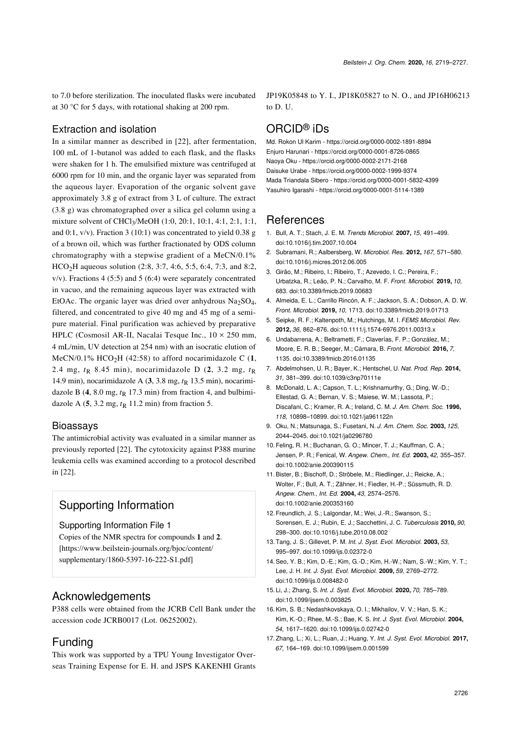to 7.0 before sterilization. The inoculated flasks were incubated at 30 °C for 5 days, with rotational shaking at 200 rpm.

### Extraction and isolation

In a similar manner as described in [22], after fermentation, 100 mL of 1-butanol was added to each flask, and the flasks were shaken for 1 h. The emulsified mixture was centrifuged at 6000 rpm for 10 min, and the organic layer was separated from the aqueous layer. Evaporation of the organic solvent gave approximately 3.8 g of extract from 3 L of culture. The extract (3.8 g) was chromatographed over a silica gel column using a mixture solvent of $CHCl_3$/MeOH (1:0, 20:1, 10:1, 4:1, 2:1, 1:1, and 0:1, v/v). Fraction 3 (10:1) was concentrated to yield 0.38 g of a brown oil, which was further fractionated by ODS column chromatography with a stepwise gradient of a MeCN/0.1% $HCO_2H$ aqueous solution (2:8, 3:7, 4:6, 5:5, 6:4, 7:3, and 8:2, v/v). Fractions 4 (5:5) and 5 (6:4) were separately concentrated in vacuo, and the remaining aqueous layer was extracted with EtOAc. The organic layer was dried over anhydrous $Na_2SO_4$, filtered, and concentrated to give 40 mg and 45 mg of a semi-pure material. Final purification was achieved by preparative HPLC (Cosmosil AR-II, Nacalai Tesque Inc., 10 × 250 mm, 4 mL/min, UV detection at 254 nm) with an isocratic elution of MeCN/0.1% $HCO_2H$ (42:58) to afford nocarimidazole C (**1**, 2.4 mg, $t_R$ 8.45 min), nocarimidazole D (**2**, 3.2 mg, $t_R$ 14.9 min), nocarimidazole A (**3**, 3.8 mg, $t_R$ 13.5 min), nocarimidazole B (**4**, 8.0 mg, $t_R$ 17.3 min) from fraction 4, and bulbimidazole A (**5**, 3.2 mg, $t_R$ 11.2 min) from fraction 5.

### Bioassays

The antimicrobial activity was evaluated in a similar manner as previously reported [22]. The cytotoxicity against P388 murine leukemia cells was examined according to a protocol described in [22].

## Supporting Information

### Supporting Information File 1

Copies of the NMR spectra for compounds **1** and **2**.
[https://www.beilstein-journals.org/bjoc/content/supplementary/1860-5397-16-222-S1.pdf]

## Acknowledgements

P388 cells were obtained from the JCRB Cell Bank under the accession code JCRB0017 (Lot. 06252002).

## Funding

This work was supported by a TPU Young Investigator Overseas Training Expense for E. H. and JSPS KAKENHI Grants JP19K05848 to Y. I., JP18K05827 to N. O., and JP16H06213 to D. U.

## ORCID® iDs

Md. Rokon Ul Karim - https://orcid.org/0000-0002-1891-8894
Enjuro Harunari - https://orcid.org/0000-0001-8726-0865
Naoya Oku - https://orcid.org/0000-0002-2171-2168
Daisuke Urabe - https://orcid.org/0000-0002-1999-9374
Mada Triandala Sibero - https://orcid.org/0000-0001-5832-4399
Yasuhiro Igarashi - https://orcid.org/0000-0001-5114-1389

## References

1. Bull, A. T.; Stach, J. E. M. *Trends Microbiol.* **2007,** *15,* 491–499. doi:10.1016/j.tim.2007.10.004
2. Subramani, R.; Aalbersberg, W. *Microbiol. Res.* **2012,** *167,* 571–580. doi:10.1016/j.micres.2012.06.005
3. Girão, M.; Ribeiro, I.; Ribeiro, T.; Azevedo, I. C.; Pereira, F.; Urbatzka, R.; Leão, P. N.; Carvalho, M. F. *Front. Microbiol.* **2019,** *10,* 683. doi:10.3389/fmicb.2019.00683
4. Almeida, E. L.; Carrillo Rincón, A. F.; Jackson, S. A.; Dobson, A. D. W. *Front. Microbiol.* **2019,** *10,* 1713. doi:10.3389/fmicb.2019.01713
5. Seipke, R. F.; Kaltenpoth, M.; Hutchings, M. I. *FEMS Microbiol. Rev.* **2012,** *36,* 862–876. doi:10.1111/j.1574-6976.2011.00313.x
6. Undabarrena, A.; Beltrametti, F.; Claverías, F. P.; González, M.; Moore, E. R. B.; Seeger, M.; Cámara, B. *Front. Microbiol.* **2016,** *7,* 1135. doi:10.3389/fmicb.2016.01135
7. Abdelmohsen, U. R.; Bayer, K.; Hentschel, U. *Nat. Prod. Rep.* **2014,** *31,* 381–399. doi:10.1039/c3np70111e
8. McDonald, L. A.; Capson, T. L.; Krishnamurthy, G.; Ding, W.-D.; Ellestad, G. A.; Bernan, V. S.; Maiese, W. M.; Lassota, P.; Discafani, C.; Kramer, R. A.; Ireland, C. M. *J. Am. Chem. Soc.* **1996,** *118,* 10898–10899. doi:10.1021/ja961122n
9. Oku, N.; Matsunaga, S.; Fusetani, N. *J. Am. Chem. Soc.* **2003,** *125,* 2044–2045. doi:10.1021/ja0296780
10. Feling, R. H.; Buchanan, G. O.; Mincer, T. J.; Kauffman, C. A.; Jensen, P. R.; Fenical, W. *Angew. Chem., Int. Ed.* **2003,** *42,* 355–357. doi:10.1002/anie.200390115
11. Bister, B.; Bischoff, D.; Ströbele, M.; Riedlinger, J.; Reicke, A.; Wolter, F.; Bull, A. T.; Zähner, H.; Fiedler, H.-P.; Süssmuth, R. D. *Angew. Chem., Int. Ed.* **2004,** *43,* 2574–2576. doi:10.1002/anie.200353160
12. Freundlich, J. S.; Lalgondar, M.; Wei, J.-R.; Swanson, S.; Sorensen, E. J.; Rubin, E. J.; Sacchettini, J. C. *Tuberculosis* **2010,** *90,* 298–300. doi:10.1016/j.tube.2010.08.002
13. Tang, J. S.; Gillevet, P. M. *Int. J. Syst. Evol. Microbiol.* **2003,** *53,* 995–997. doi:10.1099/ijs.0.02372-0
14. Seo, Y. B.; Kim, D.-E.; Kim, G.-D.; Kim, H.-W.; Nam, S.-W.; Kim, Y. T.; Lee, J. H. *Int. J. Syst. Evol. Microbiol.* **2009,** *59,* 2769–2772. doi:10.1099/ijs.0.008482-0
15. Li, J.; Zhang, S. *Int. J. Syst. Evol. Microbiol.* **2020,** *70,* 785–789. doi:10.1099/ijsem.0.003825
16. Kim, S. B.; Nedashkovskaya, O. I.; Mikhailov, V. V.; Han, S. K.; Kim, K.-O.; Rhee, M.-S.; Bae, K. S. *Int. J. Syst. Evol. Microbiol.* **2004,** *54,* 1617–1620. doi:10.1099/ijs.0.02742-0
17. Zhang, L.; Xi, L.; Ruan, J.; Huang, Y. *Int. J. Syst. Evol. Microbiol.* **2017,** *67,* 164–169. doi:10.1099/ijsem.0.001599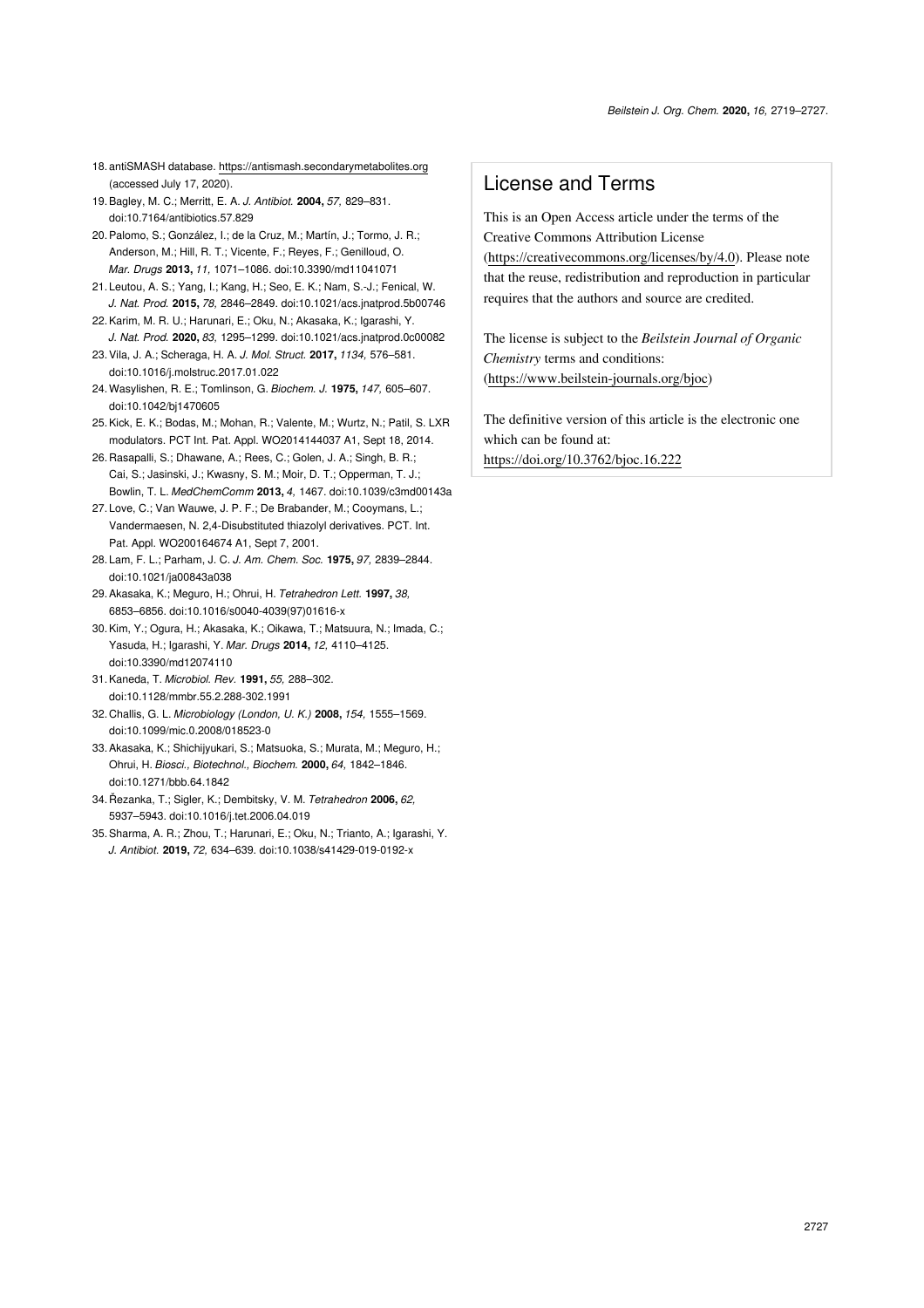18. antiSMASH database. https://antismash.secondarymetabolites.org (accessed July 17, 2020).
19. Bagley, M. C.; Merritt, E. A. *J. Antibiot.* **2004,** *57,* 829–831. doi:10.7164/antibiotics.57.829
20. Palomo, S.; González, I.; de la Cruz, M.; Martín, J.; Tormo, J. R.; Anderson, M.; Hill, R. T.; Vicente, F.; Reyes, F.; Genilloud, O. *Mar. Drugs* **2013,** *11,* 1071–1086. doi:10.3390/md11041071
21. Leutou, A. S.; Yang, I.; Kang, H.; Seo, E. K.; Nam, S.-J.; Fenical, W. *J. Nat. Prod.* **2015,** *78,* 2846–2849. doi:10.1021/acs.jnatprod.5b00746
22. Karim, M. R. U.; Harunari, E.; Oku, N.; Akasaka, K.; Igarashi, Y. *J. Nat. Prod.* **2020,** *83,* 1295–1299. doi:10.1021/acs.jnatprod.0c00082
23. Vila, J. A.; Scheraga, H. A. *J. Mol. Struct.* **2017,** *1134,* 576–581. doi:10.1016/j.molstruc.2017.01.022
24. Wasylishen, R. E.; Tomlinson, G. *Biochem. J.* **1975,** *147,* 605–607. doi:10.1042/bj1470605
25. Kick, E. K.; Bodas, M.; Mohan, R.; Valente, M.; Wurtz, N.; Patil, S. LXR modulators. PCT Int. Pat. Appl. WO2014144037 A1, Sept 18, 2014.
26. Rasapalli, S.; Dhawane, A.; Rees, C.; Golen, J. A.; Singh, B. R.; Cai, S.; Jasinski, J.; Kwasny, S. M.; Moir, D. T.; Opperman, T. J.; Bowlin, T. L. *MedChemComm* **2013,** *4,* 1467. doi:10.1039/c3md00143a
27. Love, C.; Van Wauwe, J. P. F.; De Brabander, M.; Cooymans, L.; Vandermaesen, N. 2,4-Disubstituted thiazolyl derivatives. PCT. Int. Pat. Appl. WO200164674 A1, Sept 7, 2001.
28. Lam, F. L.; Parham, J. C. *J. Am. Chem. Soc.* **1975,** *97,* 2839–2844. doi:10.1021/ja00843a038
29. Akasaka, K.; Meguro, H.; Ohrui, H. *Tetrahedron Lett.* **1997,** *38,* 6853–6856. doi:10.1016/s0040-4039(97)01616-x
30. Kim, Y.; Ogura, H.; Akasaka, K.; Oikawa, T.; Matsuura, N.; Imada, C.; Yasuda, H.; Igarashi, Y. *Mar. Drugs* **2014,** *12,* 4110–4125. doi:10.3390/md12074110
31. Kaneda, T. *Microbiol. Rev.* **1991,** *55,* 288–302. doi:10.1128/mmbr.55.2.288-302.1991
32. Challis, G. L. *Microbiology (London, U. K.)* **2008,** *154,* 1555–1569. doi:10.1099/mic.0.2008/018523-0
33. Akasaka, K.; Shichijyukari, S.; Matsuoka, S.; Murata, M.; Meguro, H.; Ohrui, H. *Biosci., Biotechnol., Biochem.* **2000,** *64,* 1842–1846. doi:10.1271/bbb.64.1842
34. Řezanka, T.; Sigler, K.; Dembitsky, V. M. *Tetrahedron* **2006,** *62,* 5937–5943. doi:10.1016/j.tet.2006.04.019
35. Sharma, A. R.; Zhou, T.; Harunari, E.; Oku, N.; Trianto, A.; Igarashi, Y. *J. Antibiot.* **2019,** *72,* 634–639. doi:10.1038/s41429-019-0192-x

## License and Terms

This is an Open Access article under the terms of the Creative Commons Attribution License (https://creativecommons.org/licenses/by/4.0). Please note that the reuse, redistribution and reproduction in particular requires that the authors and source are credited.

The license is subject to the *Beilstein Journal of Organic Chemistry* terms and conditions: (https://www.beilstein-journals.org/bjoc)

The definitive version of this article is the electronic one which can be found at:
https://doi.org/10.3762/bjoc.16.222